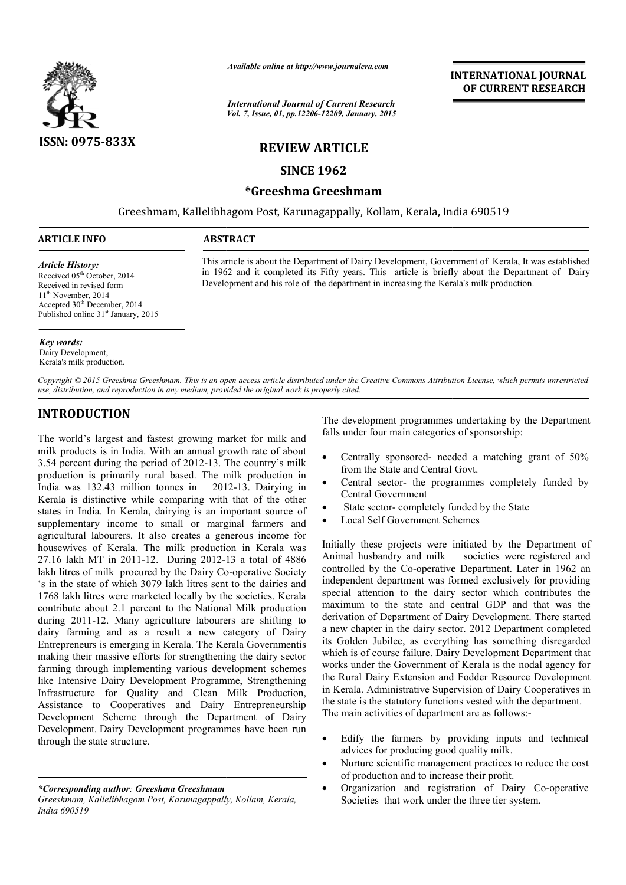**ISSN: 0975-833X**

*Available online at http://www.journalcra.com*

*International Journal of Current Research*
*Vol. 7, Issue, 01, pp.12206-12209, January, 2015*

**INTERNATIONAL JOURNAL OF CURRENT RESEARCH**

## REVIEW ARTICLE

# SINCE 1962

### *Greeshma Greeshmam

Greeshmam, Kallelibhagom Post, Karunagappally, Kollam, Kerala, India 690519

**ARTICLE INFO**

*Article History:*
Received 05th October, 2014
Received in revised form
11th November, 2014
Accepted 30th December, 2014
Published online 31st January, 2015

*Key words:*
Dairy Development,
Kerala's milk production.

**ABSTRACT**

This article is about the Department of Dairy Development, Government of Kerala, It was established in 1962 and it completed its Fifty years. This article is briefly about the Department of Dairy Development and his role of the department in increasing the Kerala's milk production.

*Copyright © 2015 Greeshma Greeshmam. This is an open access article distributed under the Creative Commons Attribution License, which permits unrestricted use, distribution, and reproduction in any medium, provided the original work is properly cited.*

## INTRODUCTION

The world's largest and fastest growing market for milk and milk products is in India. With an annual growth rate of about 3.54 percent during the period of 2012-13. The country's milk production is primarily rural based. The milk production in India was 132.43 million tonnes in 2012-13. Dairying in Kerala is distinctive while comparing with that of the other states in India. In Kerala, dairying is an important source of supplementary income to small or marginal farmers and agricultural labourers. It also creates a generous income for housewives of Kerala. The milk production in Kerala was 27.16 lakh MT in 2011-12. During 2012-13 a total of 4886 lakh litres of milk procured by the Dairy Co-operative Society 's in the state of which 3079 lakh litres sent to the dairies and 1768 lakh litres were marketed locally by the societies. Kerala contribute about 2.1 percent to the National Milk production during 2011-12. Many agriculture labourers are shifting to dairy farming and as a result a new category of Dairy Entrepreneurs is emerging in Kerala. The Kerala Governmentis making their massive efforts for strengthening the dairy sector farming through implementing various development schemes like Intensive Dairy Development Programme, Strengthening Infrastructure for Quality and Clean Milk Production, Assistance to Cooperatives and Dairy Entrepreneurship Development Scheme through the Department of Dairy Development. Dairy Development programmes have been run through the state structure.

The development programmes undertaking by the Department falls under four main categories of sponsorship:

- Centrally sponsored- needed a matching grant of 50% from the State and Central Govt.
- Central sector- the programmes completely funded by Central Government
- State sector- completely funded by the State
- Local Self Government Schemes

Initially these projects were initiated by the Department of Animal husbandry and milk societies were registered and controlled by the Co-operative Department. Later in 1962 an independent department was formed exclusively for providing special attention to the dairy sector which contributes the maximum to the state and central GDP and that was the derivation of Department of Dairy Development. There started a new chapter in the dairy sector. 2012 Department completed its Golden Jubilee, as everything has something disregarded which is of course failure. Dairy Development Department that works under the Government of Kerala is the nodal agency for the Rural Dairy Extension and Fodder Resource Development in Kerala. Administrative Supervision of Dairy Cooperatives in the state is the statutory functions vested with the department. The main activities of department are as follows:-

- Edify the farmers by providing inputs and technical advices for producing good quality milk.
- Nurture scientific management practices to reduce the cost of production and to increase their profit.
- Organization and registration of Dairy Co-operative Societies that work under the three tier system.

*\*Corresponding author: Greeshma Greeshmam*
*Greeshmam, Kallelibhagom Post, Karunagappally, Kollam, Kerala, India 690519*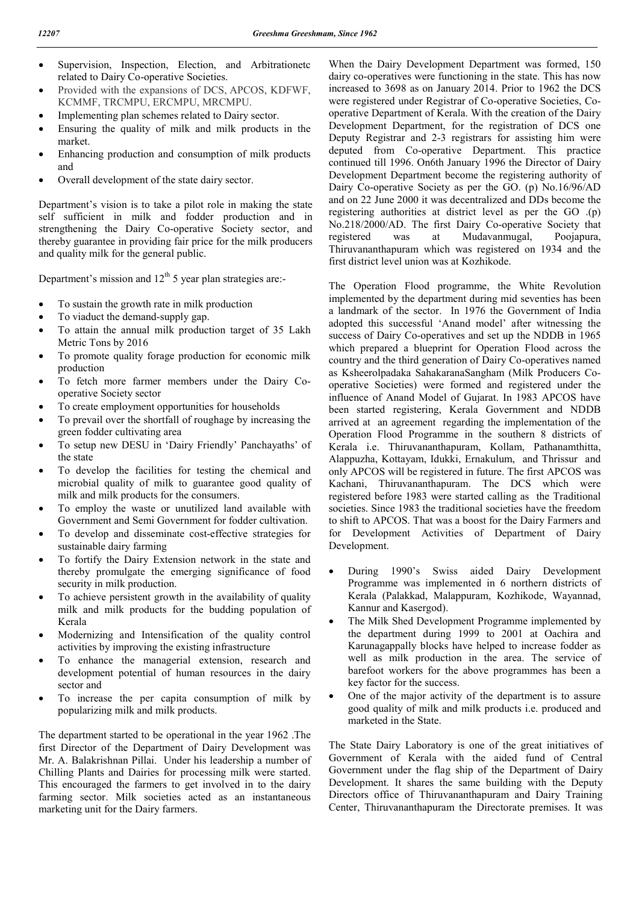- Supervision, Inspection, Election, and Arbitrationetc related to Dairy Co-operative Societies.
- Provided with the expansions of DCS, APCOS, KDFWF, KCMMF, TRCMPU, ERCMPU, MRCMPU.
- Implementing plan schemes related to Dairy sector.
- Ensuring the quality of milk and milk products in the market.
- Enhancing production and consumption of milk products and
- Overall development of the state dairy sector.

Department's vision is to take a pilot role in making the state self sufficient in milk and fodder production and in strengthening the Dairy Co-operative Society sector, and thereby guarantee in providing fair price for the milk producers and quality milk for the general public.

Department's mission and 12th 5 year plan strategies are:-

- To sustain the growth rate in milk production
- To viaduct the demand-supply gap.
- To attain the annual milk production target of 35 Lakh Metric Tons by 2016
- To promote quality forage production for economic milk production
- To fetch more farmer members under the Dairy Co-operative Society sector
- To create employment opportunities for households
- To prevail over the shortfall of roughage by increasing the green fodder cultivating area
- To setup new DESU in 'Dairy Friendly' Panchayaths' of the state
- To develop the facilities for testing the chemical and microbial quality of milk to guarantee good quality of milk and milk products for the consumers.
- To employ the waste or unutilized land available with Government and Semi Government for fodder cultivation.
- To develop and disseminate cost-effective strategies for sustainable dairy farming
- To fortify the Dairy Extension network in the state and thereby promulgate the emerging significance of food security in milk production.
- To achieve persistent growth in the availability of quality milk and milk products for the budding population of Kerala
- Modernizing and Intensification of the quality control activities by improving the existing infrastructure
- To enhance the managerial extension, research and development potential of human resources in the dairy sector and
- To increase the per capita consumption of milk by popularizing milk and milk products.

The department started to be operational in the year 1962 .The first Director of the Department of Dairy Development was Mr. A. Balakrishnan Pillai. Under his leadership a number of Chilling Plants and Dairies for processing milk were started. This encouraged the farmers to get involved in to the dairy farming sector. Milk societies acted as an instantaneous marketing unit for the Dairy farmers.

When the Dairy Development Department was formed, 150 dairy co-operatives were functioning in the state. This has now increased to 3698 as on January 2014. Prior to 1962 the DCS were registered under Registrar of Co-operative Societies, Co-operative Department of Kerala. With the creation of the Dairy Development Department, for the registration of DCS one Deputy Registrar and 2-3 registrars for assisting him were deputed from Co-operative Department. This practice continued till 1996. On6th January 1996 the Director of Dairy Development Department become the registering authority of Dairy Co-operative Society as per the GO. (p) No.16/96/AD and on 22 June 2000 it was decentralized and DDs become the registering authorities at district level as per the GO .(p) No.218/2000/AD. The first Dairy Co-operative Society that registered was at Mudavanmugal, Poojapura, Thiruvananthapuram which was registered on 1934 and the first district level union was at Kozhikode.

The Operation Flood programme, the White Revolution implemented by the department during mid seventies has been a landmark of the sector. In 1976 the Government of India adopted this successful 'Anand model' after witnessing the success of Dairy Co-operatives and set up the NDDB in 1965 which prepared a blueprint for Operation Flood across the country and the third generation of Dairy Co-operatives named as Ksheerolpadaka SahakaranaSangham (Milk Producers Co-operative Societies) were formed and registered under the influence of Anand Model of Gujarat. In 1983 APCOS have been started registering, Kerala Government and NDDB arrived at an agreement regarding the implementation of the Operation Flood Programme in the southern 8 districts of Kerala i.e. Thiruvananthapuram, Kollam, Pathanamthitta, Alappuzha, Kottayam, Idukki, Ernakulum, and Thrissur and only APCOS will be registered in future. The first APCOS was Kachani, Thiruvananthapuram. The DCS which were registered before 1983 were started calling as the Traditional societies. Since 1983 the traditional societies have the freedom to shift to APCOS. That was a boost for the Dairy Farmers and for Development Activities of Department of Dairy Development.

- During 1990's Swiss aided Dairy Development Programme was implemented in 6 northern districts of Kerala (Palakkad, Malappuram, Kozhikode, Wayannad, Kannur and Kasergod).
- The Milk Shed Development Programme implemented by the department during 1999 to 2001 at Oachira and Karunagappally blocks have helped to increase fodder as well as milk production in the area. The service of barefoot workers for the above programmes has been a key factor for the success.
- One of the major activity of the department is to assure good quality of milk and milk products i.e. produced and marketed in the State.

The State Dairy Laboratory is one of the great initiatives of Government of Kerala with the aided fund of Central Government under the flag ship of the Department of Dairy Development. It shares the same building with the Deputy Directors office of Thiruvananthapuram and Dairy Training Center, Thiruvananthapuram the Directorate premises. It was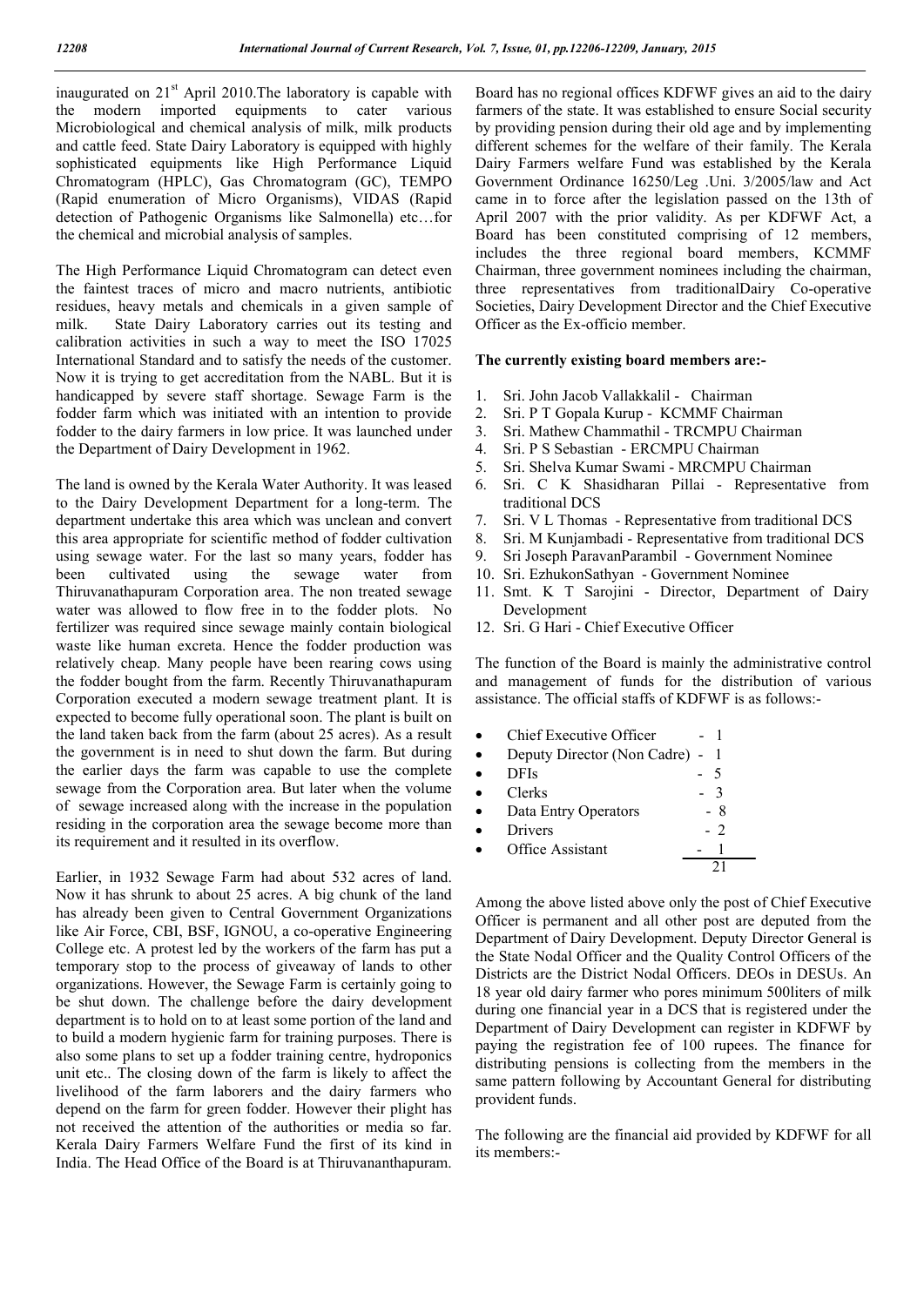inaugurated on 21st April 2010.The laboratory is capable with the modern imported equipments to cater various Microbiological and chemical analysis of milk, milk products and cattle feed. State Dairy Laboratory is equipped with highly sophisticated equipments like High Performance Liquid Chromatogram (HPLC), Gas Chromatogram (GC), TEMPO (Rapid enumeration of Micro Organisms), VIDAS (Rapid detection of Pathogenic Organisms like Salmonella) etc…for the chemical and microbial analysis of samples.

The High Performance Liquid Chromatogram can detect even the faintest traces of micro and macro nutrients, antibiotic residues, heavy metals and chemicals in a given sample of milk. State Dairy Laboratory carries out its testing and calibration activities in such a way to meet the ISO 17025 International Standard and to satisfy the needs of the customer. Now it is trying to get accreditation from the NABL. But it is handicapped by severe staff shortage. Sewage Farm is the fodder farm which was initiated with an intention to provide fodder to the dairy farmers in low price. It was launched under the Department of Dairy Development in 1962.

The land is owned by the Kerala Water Authority. It was leased to the Dairy Development Department for a long-term. The department undertake this area which was unclean and convert this area appropriate for scientific method of fodder cultivation using sewage water. For the last so many years, fodder has been cultivated using the sewage water from Thiruvanathapuram Corporation area. The non treated sewage water was allowed to flow free in to the fodder plots. No fertilizer was required since sewage mainly contain biological waste like human excreta. Hence the fodder production was relatively cheap. Many people have been rearing cows using the fodder bought from the farm. Recently Thiruvanathapuram Corporation executed a modern sewage treatment plant. It is expected to become fully operational soon. The plant is built on the land taken back from the farm (about 25 acres). As a result the government is in need to shut down the farm. But during the earlier days the farm was capable to use the complete sewage from the Corporation area. But later when the volume of sewage increased along with the increase in the population residing in the corporation area the sewage become more than its requirement and it resulted in its overflow.

Earlier, in 1932 Sewage Farm had about 532 acres of land. Now it has shrunk to about 25 acres. A big chunk of the land has already been given to Central Government Organizations like Air Force, CBI, BSF, IGNOU, a co-operative Engineering College etc. A protest led by the workers of the farm has put a temporary stop to the process of giveaway of lands to other organizations. However, the Sewage Farm is certainly going to be shut down. The challenge before the dairy development department is to hold on to at least some portion of the land and to build a modern hygienic farm for training purposes. There is also some plans to set up a fodder training centre, hydroponics unit etc.. The closing down of the farm is likely to affect the livelihood of the farm laborers and the dairy farmers who depend on the farm for green fodder. However their plight has not received the attention of the authorities or media so far. Kerala Dairy Farmers Welfare Fund the first of its kind in India. The Head Office of the Board is at Thiruvananthapuram. Board has no regional offices KDFWF gives an aid to the dairy farmers of the state. It was established to ensure Social security by providing pension during their old age and by implementing different schemes for the welfare of their family. The Kerala Dairy Farmers welfare Fund was established by the Kerala Government Ordinance 16250/Leg .Uni. 3/2005/law and Act came in to force after the legislation passed on the 13th of April 2007 with the prior validity. As per KDFWF Act, a Board has been constituted comprising of 12 members, includes the three regional board members, KCMMF Chairman, three government nominees including the chairman, three representatives from traditionalDairy Co-operative Societies, Dairy Development Director and the Chief Executive Officer as the Ex-officio member.

**The currently existing board members are:-**

1. Sri. John Jacob Vallakkalil - Chairman
2. Sri. P T Gopala Kurup - KCMMF Chairman
3. Sri. Mathew Chammathil - TRCMPU Chairman
4. Sri. P S Sebastian - ERCMPU Chairman
5. Sri. Shelva Kumar Swami - MRCMPU Chairman
6. Sri. C K Shasidharan Pillai - Representative from traditional DCS
7. Sri. V L Thomas - Representative from traditional DCS
8. Sri. M Kunjambadi - Representative from traditional DCS
9. Sri Joseph ParavanParambil - Government Nominee
10. Sri. EzhukonSathyan - Government Nominee
11. Smt. K T Sarojini - Director, Department of Dairy Development
12. Sri. G Hari - Chief Executive Officer

The function of the Board is mainly the administrative control and management of funds for the distribution of various assistance. The official staffs of KDFWF is as follows:-

- Chief Executive Officer - 1
- Deputy Director (Non Cadre) - 1
- DFIs - 5
- Clerks - 3
- Data Entry Operators - 8
- Drivers - 2
- Office Assistant - 1

21

Among the above listed above only the post of Chief Executive Officer is permanent and all other post are deputed from the Department of Dairy Development. Deputy Director General is the State Nodal Officer and the Quality Control Officers of the Districts are the District Nodal Officers. DEOs in DESUs. An 18 year old dairy farmer who pores minimum 500liters of milk during one financial year in a DCS that is registered under the Department of Dairy Development can register in KDFWF by paying the registration fee of 100 rupees. The finance for distributing pensions is collecting from the members in the same pattern following by Accountant General for distributing provident funds.

The following are the financial aid provided by KDFWF for all its members:-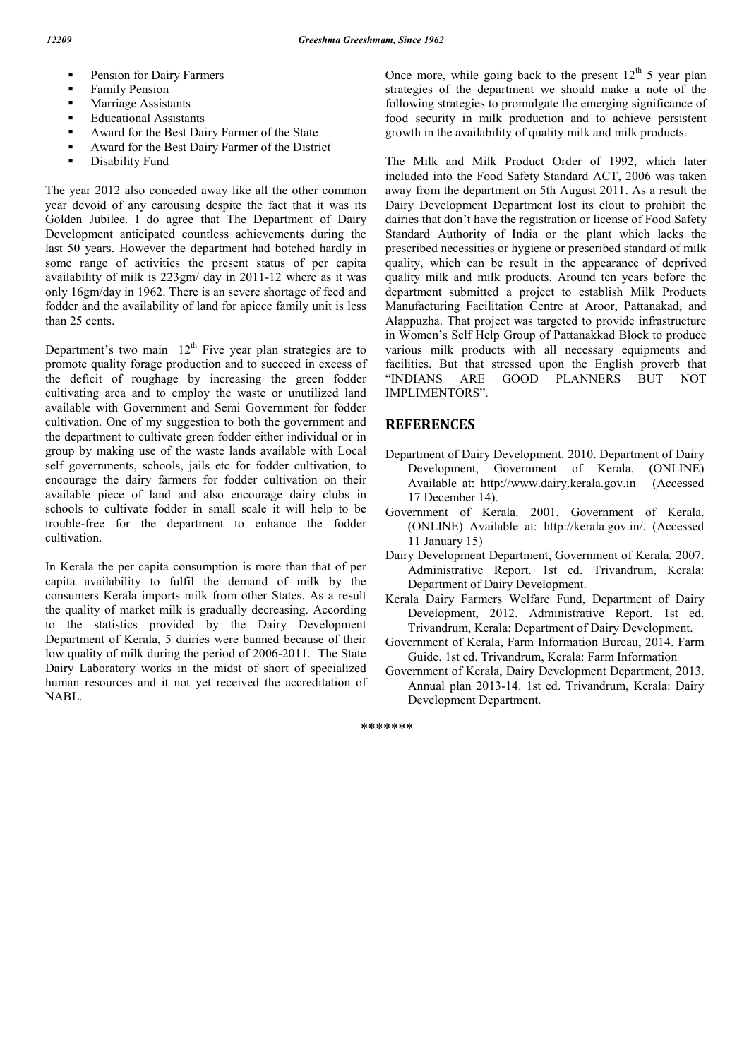- Pension for Dairy Farmers
- Family Pension
- Marriage Assistants
- Educational Assistants
- Award for the Best Dairy Farmer of the State
- Award for the Best Dairy Farmer of the District
- Disability Fund

The year 2012 also conceded away like all the other common year devoid of any carousing despite the fact that it was its Golden Jubilee. I do agree that The Department of Dairy Development anticipated countless achievements during the last 50 years. However the department had botched hardly in some range of activities the present status of per capita availability of milk is 223gm/ day in 2011-12 where as it was only 16gm/day in 1962. There is an severe shortage of feed and fodder and the availability of land for apiece family unit is less than 25 cents.

Department's two main 12th Five year plan strategies are to promote quality forage production and to succeed in excess of the deficit of roughage by increasing the green fodder cultivating area and to employ the waste or unutilized land available with Government and Semi Government for fodder cultivation. One of my suggestion to both the government and the department to cultivate green fodder either individual or in group by making use of the waste lands available with Local self governments, schools, jails etc for fodder cultivation, to encourage the dairy farmers for fodder cultivation on their available piece of land and also encourage dairy clubs in schools to cultivate fodder in small scale it will help to be trouble-free for the department to enhance the fodder cultivation.

In Kerala the per capita consumption is more than that of per capita availability to fulfil the demand of milk by the consumers Kerala imports milk from other States. As a result the quality of market milk is gradually decreasing. According to the statistics provided by the Dairy Development Department of Kerala, 5 dairies were banned because of their low quality of milk during the period of 2006-2011. The State Dairy Laboratory works in the midst of short of specialized human resources and it not yet received the accreditation of NABL.

Once more, while going back to the present 12th 5 year plan strategies of the department we should make a note of the following strategies to promulgate the emerging significance of food security in milk production and to achieve persistent growth in the availability of quality milk and milk products.

The Milk and Milk Product Order of 1992, which later included into the Food Safety Standard ACT, 2006 was taken away from the department on 5th August 2011. As a result the Dairy Development Department lost its clout to prohibit the dairies that don't have the registration or license of Food Safety Standard Authority of India or the plant which lacks the prescribed necessities or hygiene or prescribed standard of milk quality, which can be result in the appearance of deprived quality milk and milk products. Around ten years before the department submitted a project to establish Milk Products Manufacturing Facilitation Centre at Aroor, Pattanakad, and Alappuzha. That project was targeted to provide infrastructure in Women's Self Help Group of Pattanakkad Block to produce various milk products with all necessary equipments and facilities. But that stressed upon the English proverb that "INDIANS ARE GOOD PLANNERS BUT NOT IMPLIMENTORS".

## REFERENCES

Department of Dairy Development. 2010. Department of Dairy Development, Government of Kerala. (ONLINE) Available at: http://www.dairy.kerala.gov.in (Accessed 17 December 14).

Government of Kerala. 2001. Government of Kerala. (ONLINE) Available at: http://kerala.gov.in/. (Accessed 11 January 15)

Dairy Development Department, Government of Kerala, 2007. Administrative Report. 1st ed. Trivandrum, Kerala: Department of Dairy Development.

Kerala Dairy Farmers Welfare Fund, Department of Dairy Development, 2012. Administrative Report. 1st ed. Trivandrum, Kerala: Department of Dairy Development.

Government of Kerala, Farm Information Bureau, 2014. Farm Guide. 1st ed. Trivandrum, Kerala: Farm Information

Government of Kerala, Dairy Development Department, 2013. Annual plan 2013-14. 1st ed. Trivandrum, Kerala: Dairy Development Department.

*******